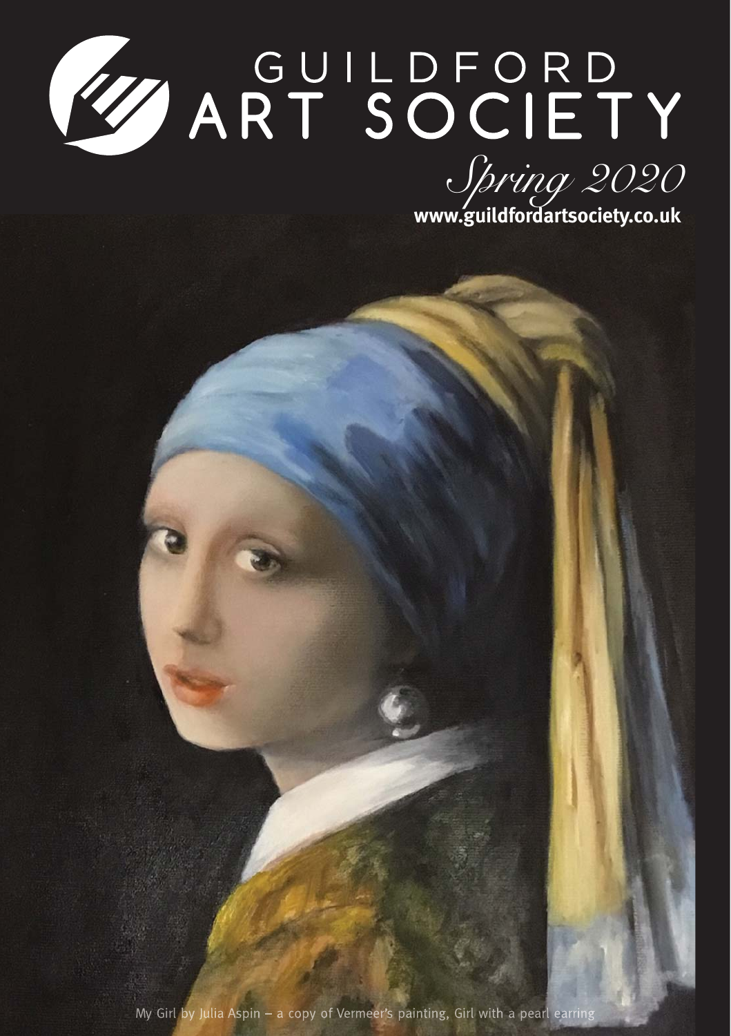# GUILDFORD ART SOCIETY

*Spring 2020*

**www.guildfordartsociety.co.uk**

My Girl by Julia Aspin – a copy of Vermeer's painting, Girl with a pearl earring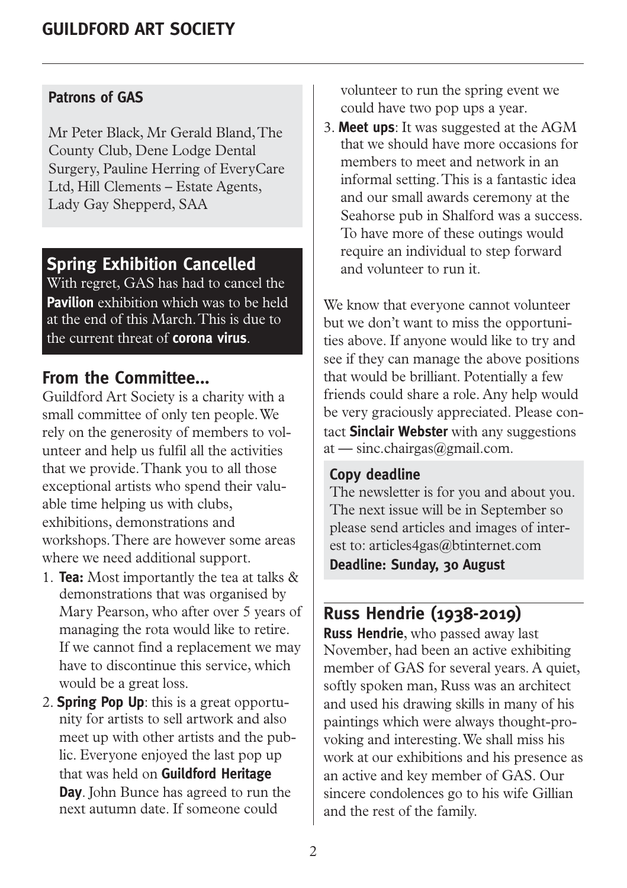## Patrons of GAS

Mr Peter Black, Mr Gerald Bland, The County Club, Dene Lodge Dental Surgery, Pauline Herring of EveryCare Ltd, Hill Clements – Estate Agents, Lady Gay Shepperd, SAA

## Spring Exhibition Cancelled

With regret, GAS has had to cancel the **Pavilion** exhibition which was to be held at the end of this March. This is due to the current threat of **corona virus**.

## From the Committee...

Guildford Art Society is a charity with a small committee of only ten people. We rely on the generosity of members to volunteer and help us fulfil all the activities that we provide. Thank you to all those exceptional artists who spend their valuable time helping us with clubs, exhibitions, demonstrations and workshops. There are however some areas where we need additional support.

1. **Tea:** Most importantly the tea at talks & demonstrations that was organised by Mary Pearson, who after over 5 years of managing the rota would like to retire. If we cannot find a replacement we may have to discontinue this service, which would be a great loss.
2. **Spring Pop Up**: this is a great opportunity for artists to sell artwork and also meet up with other artists and the public. Everyone enjoyed the last pop up that was held on **Guildford Heritage Day**. John Bunce has agreed to run the next autumn date. If someone could volunteer to run the spring event we could have two pop ups a year.
3. **Meet ups**: It was suggested at the AGM that we should have more occasions for members to meet and network in an informal setting. This is a fantastic idea and our small awards ceremony at the Seahorse pub in Shalford was a success. To have more of these outings would require an individual to step forward and volunteer to run it.

We know that everyone cannot volunteer but we don't want to miss the opportunities above. If anyone would like to try and see if they can manage the above positions that would be brilliant. Potentially a few friends could share a role. Any help would be very graciously appreciated. Please contact **Sinclair Webster** with any suggestions at — sinc.chairgas@gmail.com.

### Copy deadline

The newsletter is for you and about you. The next issue will be in September so please send articles and images of interest to: articles4gas@btinternet.com

**Deadline: Sunday, 30 August**

## Russ Hendrie (1938-2019)

**Russ Hendrie**, who passed away last November, had been an active exhibiting member of GAS for several years. A quiet, softly spoken man, Russ was an architect and used his drawing skills in many of his paintings which were always thought-provoking and interesting. We shall miss his work at our exhibitions and his presence as an active and key member of GAS. Our sincere condolences go to his wife Gillian and the rest of the family.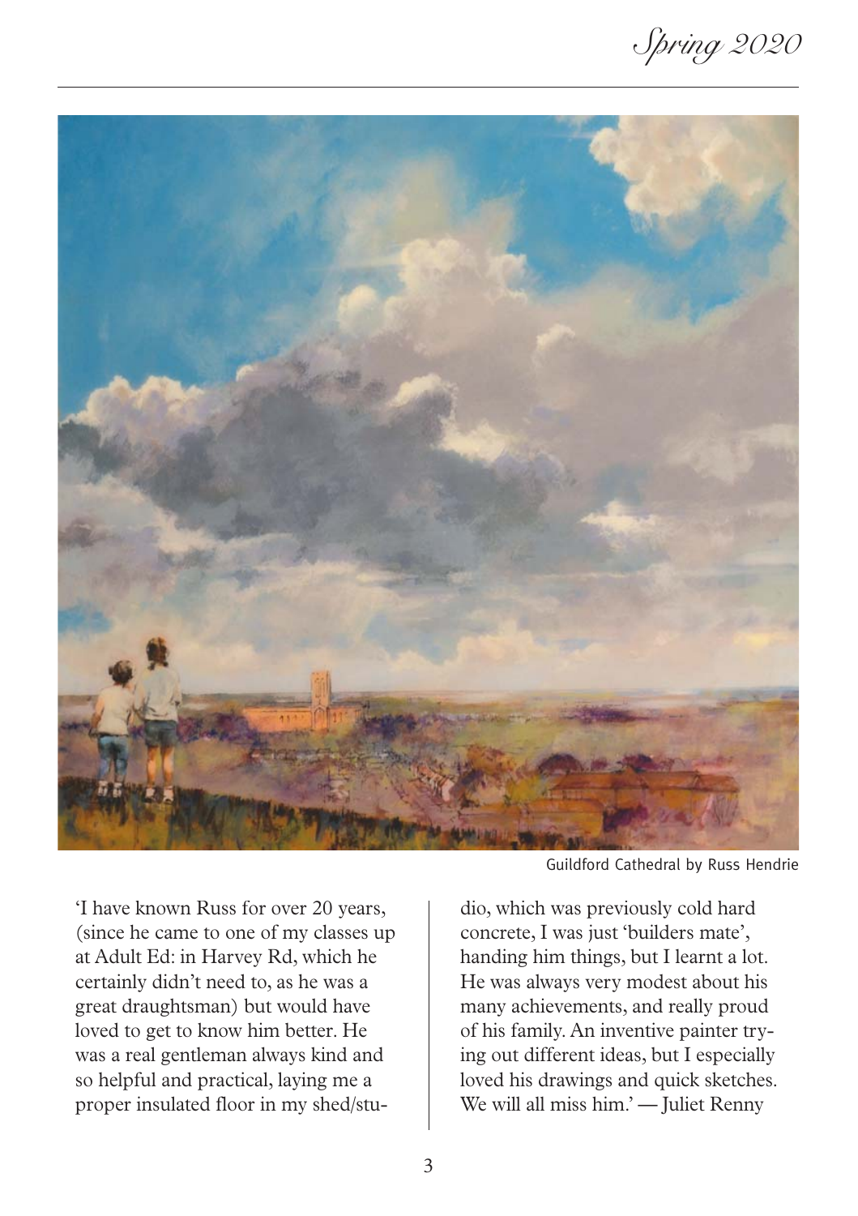Guildford Cathedral by Russ Hendrie

'I have known Russ for over 20 years, (since he came to one of my classes up at Adult Ed: in Harvey Rd, which he certainly didn't need to, as he was a great draughtsman) but would have loved to get to know him better. He was a real gentleman always kind and so helpful and practical, laying me a proper insulated floor in my shed/studio, which was previously cold hard concrete, I was just 'builders mate', handing him things, but I learnt a lot. He was always very modest about his many achievements, and really proud of his family. An inventive painter trying out different ideas, but I especially loved his drawings and quick sketches. We will all miss him.' — Juliet Renny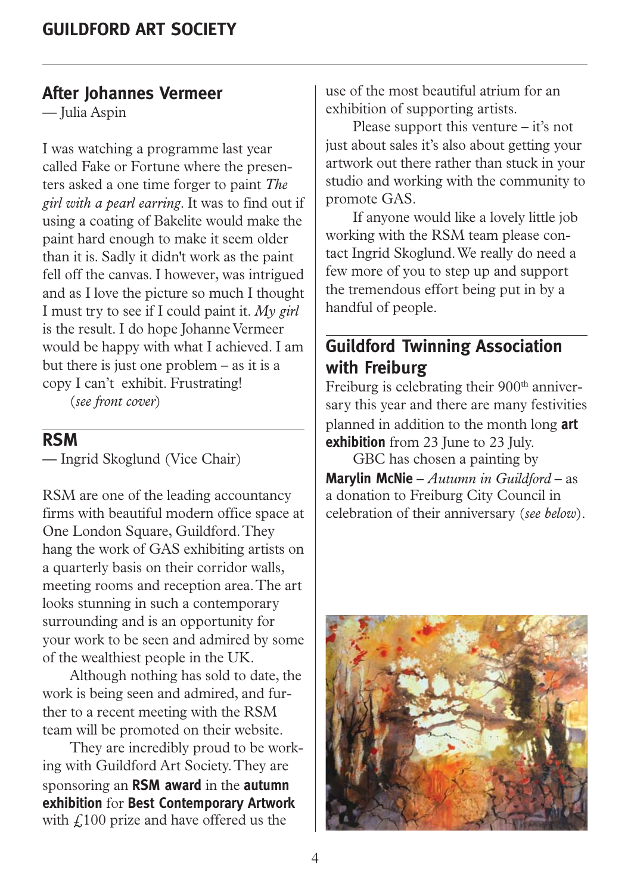## After Johannes Vermeer

— Julia Aspin

I was watching a programme last year called Fake or Fortune where the presenters asked a one time forger to paint *The girl with a pearl earring*. It was to find out if using a coating of Bakelite would make the paint hard enough to make it seem older than it is. Sadly it didn't work as the paint fell off the canvas. I however, was intrigued and as I love the picture so much I thought I must try to see if I could paint it. *My girl* is the result. I do hope Johanne Vermeer would be happy with what I achieved. I am but there is just one problem – as it is a copy I can't exhibit. Frustrating!

(*see front cover*)

## RSM

— Ingrid Skoglund (Vice Chair)

RSM are one of the leading accountancy firms with beautiful modern office space at One London Square, Guildford. They hang the work of GAS exhibiting artists on a quarterly basis on their corridor walls, meeting rooms and reception area. The art looks stunning in such a contemporary surrounding and is an opportunity for your work to be seen and admired by some of the wealthiest people in the UK.

Although nothing has sold to date, the work is being seen and admired, and further to a recent meeting with the RSM team will be promoted on their website.

They are incredibly proud to be working with Guildford Art Society. They are sponsoring an **RSM award** in the **autumn exhibition** for **Best Contemporary Artwork** with £100 prize and have offered us the use of the most beautiful atrium for an exhibition of supporting artists.

Please support this venture – it's not just about sales it's also about getting your artwork out there rather than stuck in your studio and working with the community to promote GAS.

If anyone would like a lovely little job working with the RSM team please contact Ingrid Skoglund. We really do need a few more of you to step up and support the tremendous effort being put in by a handful of people.

## Guildford Twinning Association with Freiburg

Freiburg is celebrating their 900th anniversary this year and there are many festivities planned in addition to the month long **art exhibition** from 23 June to 23 July.

GBC has chosen a painting by **Marylin McNie** – *Autumn in Guildford* – as a donation to Freiburg City Council in celebration of their anniversary (*see below*).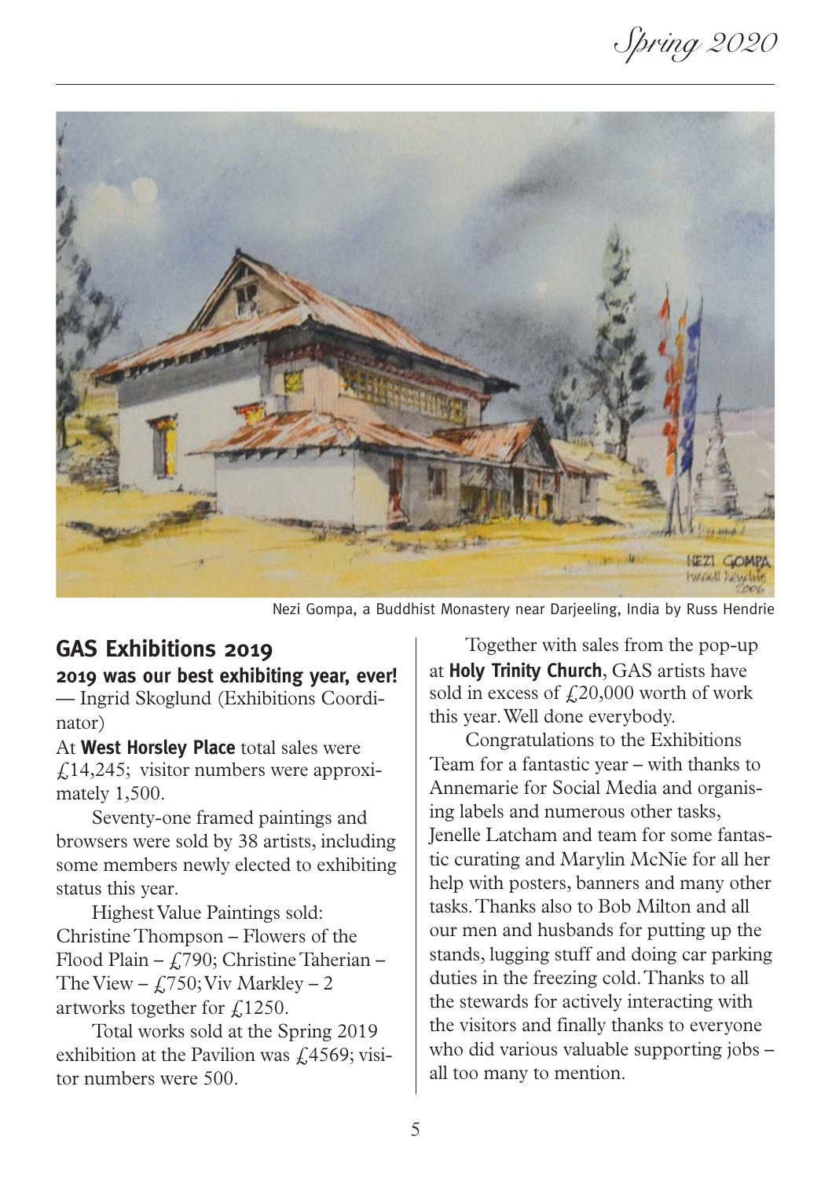Nezi Gompa, a Buddhist Monastery near Darjeeling, India by Russ Hendrie

## GAS Exhibitions 2019

**2019 was our best exhibiting year, ever!**

— Ingrid Skoglund (Exhibitions Coordinator)

At **West Horsley Place** total sales were £14,245; visitor numbers were approximately 1,500.

Seventy-one framed paintings and browsers were sold by 38 artists, including some members newly elected to exhibiting status this year.

Highest Value Paintings sold: Christine Thompson – Flowers of the Flood Plain – £790; Christine Taherian – The View – £750; Viv Markley – 2 artworks together for £1250.

Total works sold at the Spring 2019 exhibition at the Pavilion was £4569; visitor numbers were 500.

Together with sales from the pop-up at **Holy Trinity Church**, GAS artists have sold in excess of £20,000 worth of work this year. Well done everybody.

Congratulations to the Exhibitions Team for a fantastic year – with thanks to Annemarie for Social Media and organising labels and numerous other tasks, Jenelle Latcham and team for some fantastic curating and Marylin McNie for all her help with posters, banners and many other tasks. Thanks also to Bob Milton and all our men and husbands for putting up the stands, lugging stuff and doing car parking duties in the freezing cold. Thanks to all the stewards for actively interacting with the visitors and finally thanks to everyone who did various valuable supporting jobs – all too many to mention.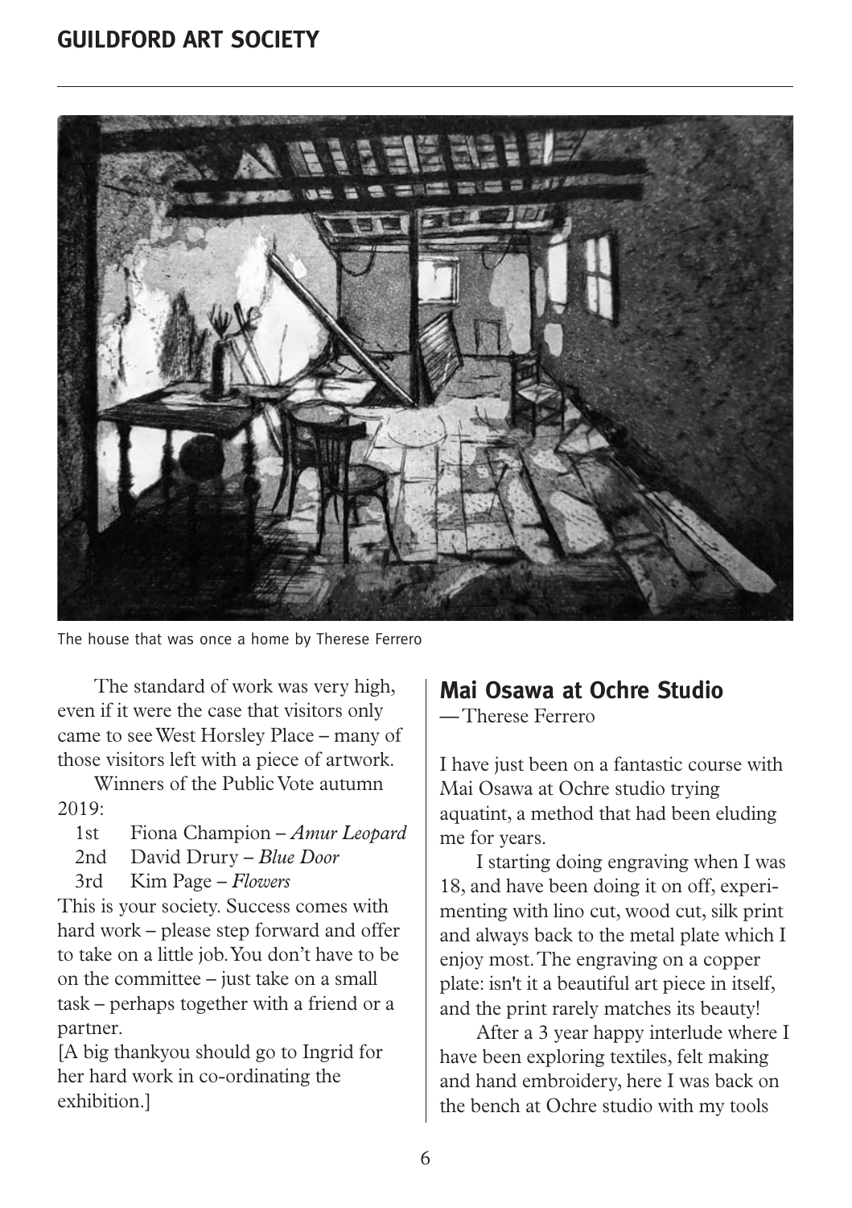The house that was once a home by Therese Ferrero

The standard of work was very high, even if it were the case that visitors only came to see West Horsley Place – many of those visitors left with a piece of artwork.

Winners of the Public Vote autumn 2019:

1st Fiona Champion – *Amur Leopard*
2nd David Drury – *Blue Door*
3rd Kim Page – *Flowers*

This is your society. Success comes with hard work – please step forward and offer to take on a little job. You don't have to be on the committee – just take on a small task – perhaps together with a friend or a partner.

[A big thankyou should go to Ingrid for her hard work in co-ordinating the exhibition.]

## Mai Osawa at Ochre Studio

—Therese Ferrero

I have just been on a fantastic course with Mai Osawa at Ochre studio trying aquatint, a method that had been eluding me for years.

I starting doing engraving when I was 18, and have been doing it on off, experimenting with lino cut, wood cut, silk print and always back to the metal plate which I enjoy most. The engraving on a copper plate: isn't it a beautiful art piece in itself, and the print rarely matches its beauty!

After a 3 year happy interlude where I have been exploring textiles, felt making and hand embroidery, here I was back on the bench at Ochre studio with my tools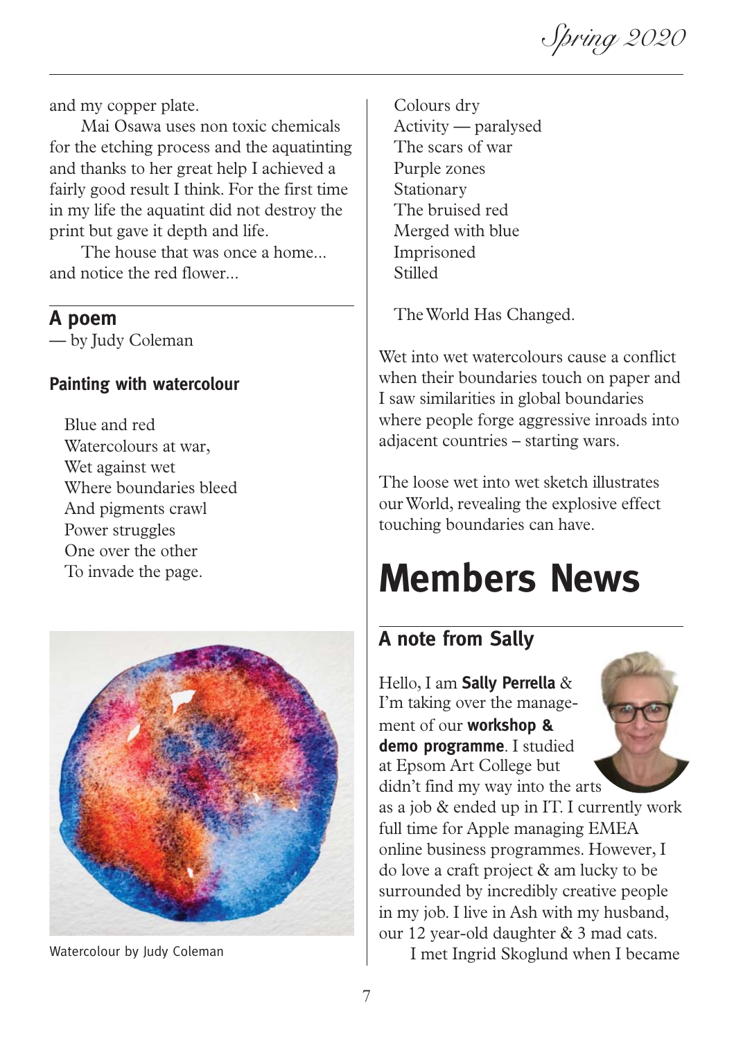and my copper plate.

Mai Osawa uses non toxic chemicals for the etching process and the aquatinting and thanks to her great help I achieved a fairly good result I think. For the first time in my life the aquatint did not destroy the print but gave it depth and life.

The house that was once a home... and notice the red flower...

## A poem

— by Judy Coleman

### Painting with watercolour

Blue and red
Watercolours at war,
Wet against wet
Where boundaries bleed
And pigments crawl
Power struggles
One over the other
To invade the page.

Watercolour by Judy Coleman

Colours dry
Activity — paralysed
The scars of war
Purple zones
Stationary
The bruised red
Merged with blue
Imprisoned
Stilled

The World Has Changed.

Wet into wet watercolours cause a conflict when their boundaries touch on paper and I saw similarities in global boundaries where people forge aggressive inroads into adjacent countries – starting wars.

The loose wet into wet sketch illustrates our World, revealing the explosive effect touching boundaries can have.

# Members News

## A note from Sally

Hello, I am **Sally Perrella** & I'm taking over the management of our **workshop & demo programme**. I studied at Epsom Art College but didn't find my way into the arts as a job & ended up in IT. I currently work full time for Apple managing EMEA online business programmes. However, I do love a craft project & am lucky to be surrounded by incredibly creative people in my job. I live in Ash with my husband, our 12 year-old daughter & 3 mad cats.

I met Ingrid Skoglund when I became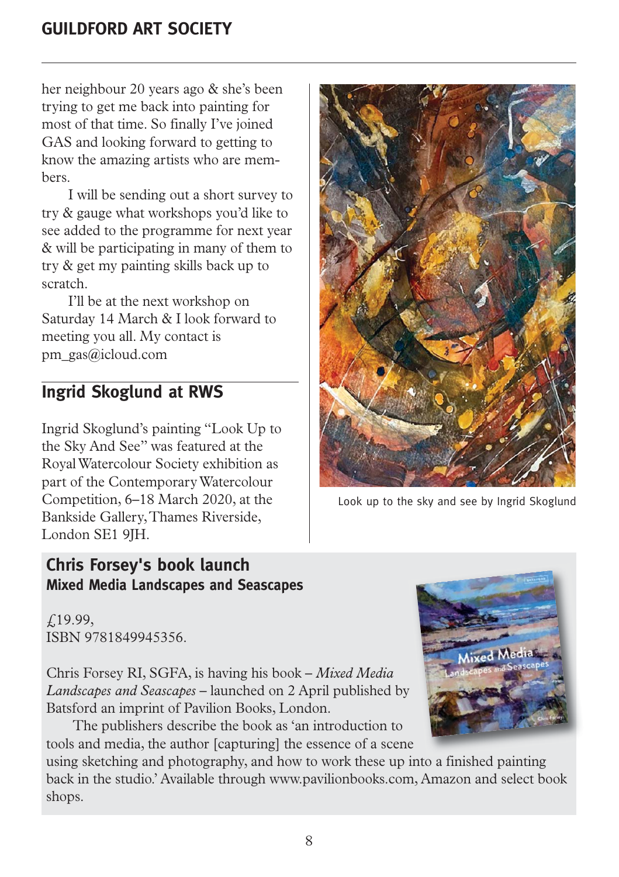her neighbour 20 years ago & she's been trying to get me back into painting for most of that time. So finally I've joined GAS and looking forward to getting to know the amazing artists who are members.

I will be sending out a short survey to try & gauge what workshops you'd like to see added to the programme for next year & will be participating in many of them to try & get my painting skills back up to scratch.

I'll be at the next workshop on Saturday 14 March & I look forward to meeting you all. My contact is pm_gas@icloud.com

## Ingrid Skoglund at RWS

Ingrid Skoglund's painting "Look Up to the Sky And See" was featured at the Royal Watercolour Society exhibition as part of the Contemporary Watercolour Competition, 6–18 March 2020, at the Bankside Gallery, Thames Riverside, London SE1 9JH.

Look up to the sky and see by Ingrid Skoglund

## Chris Forsey's book launch

### Mixed Media Landscapes and Seascapes

£19.99,
ISBN 9781849945356.

Chris Forsey RI, SGFA, is having his book – *Mixed Media Landscapes and Seascapes* – launched on 2 April published by Batsford an imprint of Pavilion Books, London.

The publishers describe the book as 'an introduction to tools and media, the author [capturing] the essence of a scene using sketching and photography, and how to work these up into a finished painting back in the studio.' Available through www.pavilionbooks.com, Amazon and select book shops.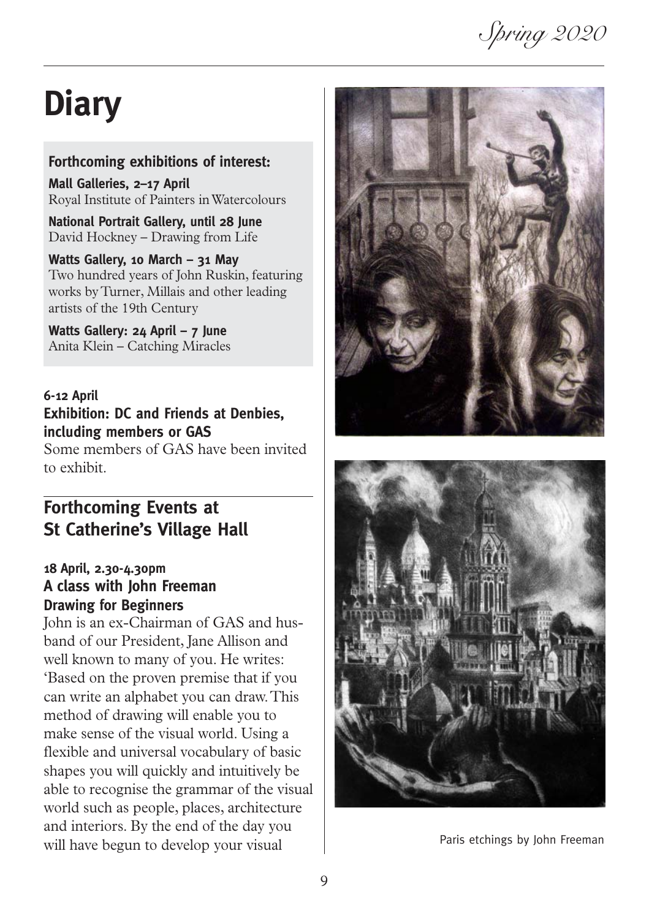# Diary

**Forthcoming exhibitions of interest:**

**Mall Galleries, 2–17 April**
Royal Institute of Painters in Watercolours

**National Portrait Gallery, until 28 June**
David Hockney – Drawing from Life

**Watts Gallery, 10 March – 31 May**
Two hundred years of John Ruskin, featuring works by Turner, Millais and other leading artists of the 19th Century

**Watts Gallery: 24 April – 7 June**
Anita Klein – Catching Miracles

**6-12 April**
**Exhibition: DC and Friends at Denbies, including members or GAS**
Some members of GAS have been invited to exhibit.

## Forthcoming Events at St Catherine's Village Hall

**18 April, 2.30-4.30pm**
**A class with John Freeman**
**Drawing for Beginners**

John is an ex-Chairman of GAS and husband of our President, Jane Allison and well known to many of you. He writes: 'Based on the proven premise that if you can write an alphabet you can draw. This method of drawing will enable you to make sense of the visual world. Using a flexible and universal vocabulary of basic shapes you will quickly and intuitively be able to recognise the grammar of the visual world such as people, places, architecture and interiors. By the end of the day you will have begun to develop your visual

Paris etchings by John Freeman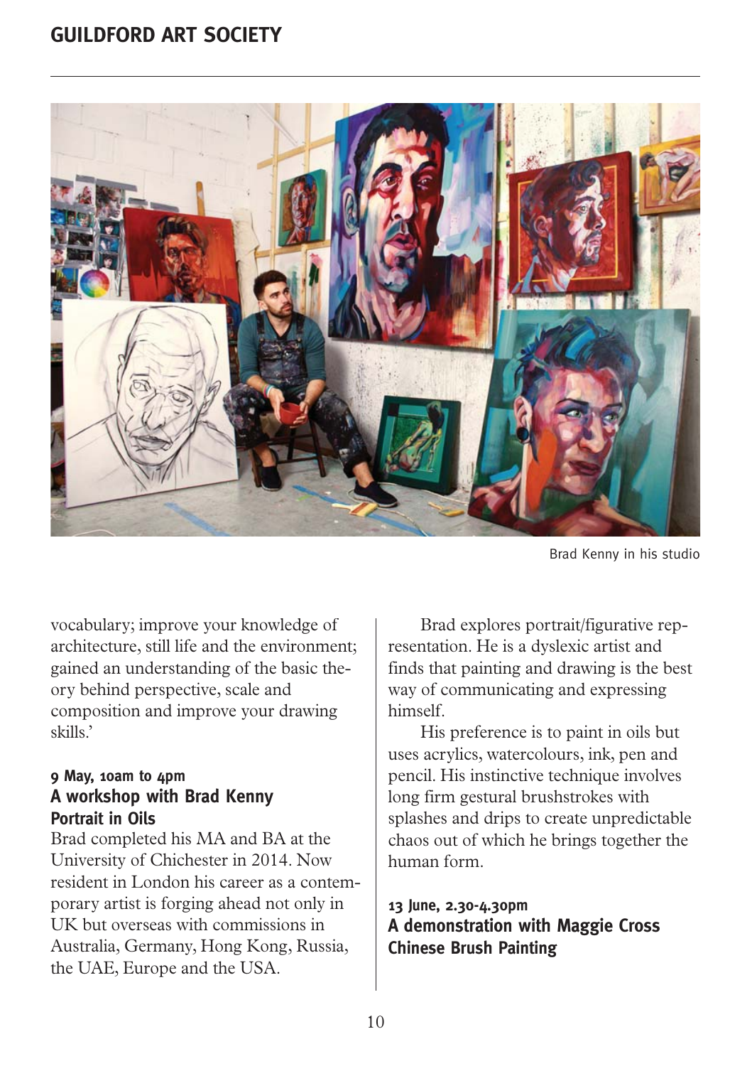Brad Kenny in his studio

vocabulary; improve your knowledge of architecture, still life and the environment; gained an understanding of the basic theory behind perspective, scale and composition and improve your drawing skills.'

### 9 May, 10am to 4pm
### A workshop with Brad Kenny
### Portrait in Oils

Brad completed his MA and BA at the University of Chichester in 2014. Now resident in London his career as a contemporary artist is forging ahead not only in UK but overseas with commissions in Australia, Germany, Hong Kong, Russia, the UAE, Europe and the USA.

Brad explores portrait/figurative representation. He is a dyslexic artist and finds that painting and drawing is the best way of communicating and expressing himself.

His preference is to paint in oils but uses acrylics, watercolours, ink, pen and pencil. His instinctive technique involves long firm gestural brushstrokes with splashes and drips to create unpredictable chaos out of which he brings together the human form.

### 13 June, 2.30-4.30pm
### A demonstration with Maggie Cross
### Chinese Brush Painting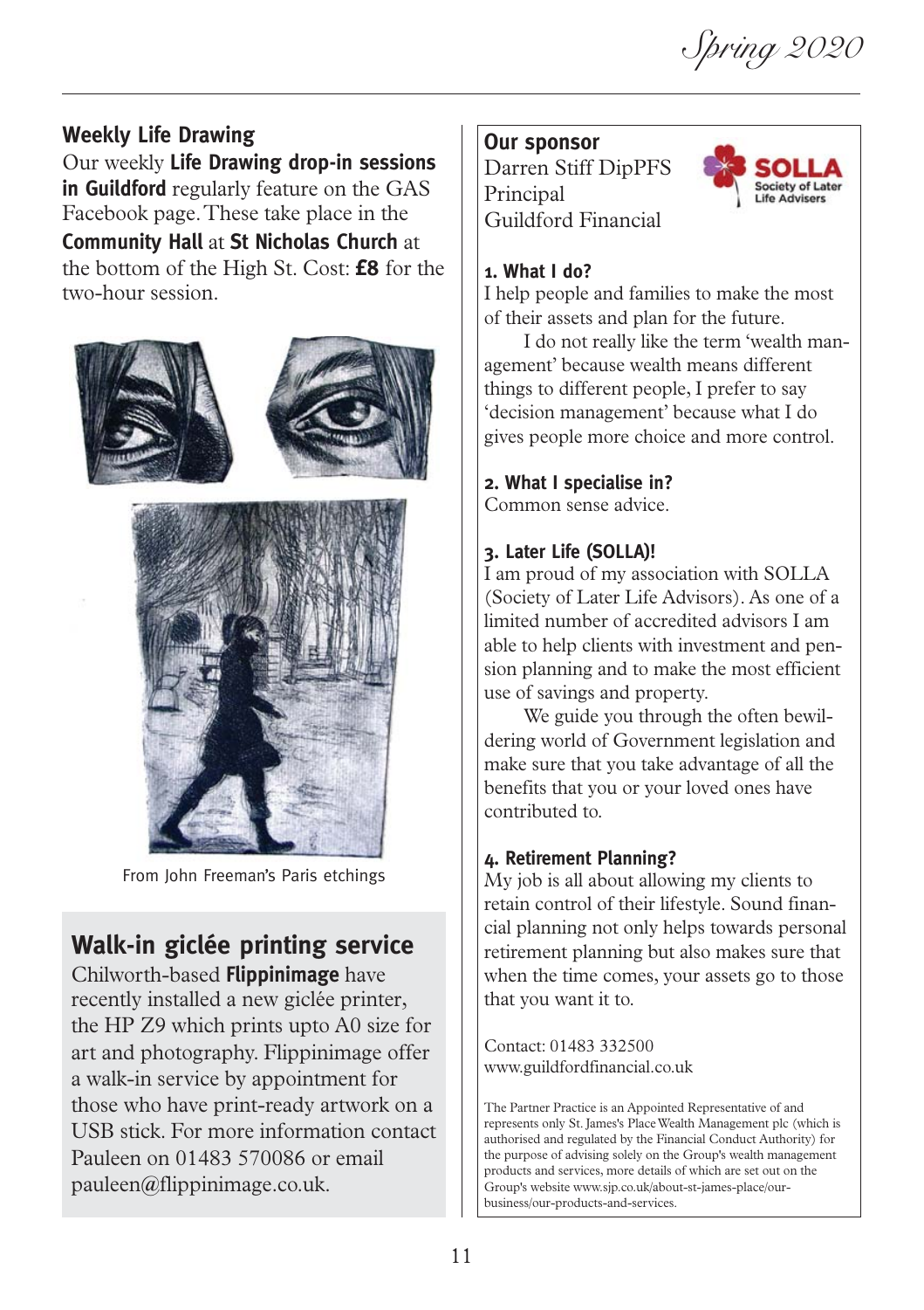## Weekly Life Drawing

Our weekly **Life Drawing drop-in sessions in Guildford** regularly feature on the GAS Facebook page. These take place in the **Community Hall** at **St Nicholas Church** at the bottom of the High St. Cost: **£8** for the two-hour session.

From John Freeman's Paris etchings

## Walk-in giclée printing service

Chilworth-based **Flippinimage** have recently installed a new giclée printer, the HP Z9 which prints upto A0 size for art and photography. Flippinimage offer a walk-in service by appointment for those who have print-ready artwork on a USB stick. For more information contact Pauleen on 01483 570086 or email pauleen@flippinimage.co.uk.

## Our sponsor

Darren Stiff DipPFS
Principal
Guildford Financial

SOLLA Society of Later Life Advisers

### 1. What I do?

I help people and families to make the most of their assets and plan for the future.

I do not really like the term 'wealth management' because wealth means different things to different people, I prefer to say 'decision management' because what I do gives people more choice and more control.

### 2. What I specialise in?

Common sense advice.

### 3. Later Life (SOLLA)!

I am proud of my association with SOLLA (Society of Later Life Advisors). As one of a limited number of accredited advisors I am able to help clients with investment and pension planning and to make the most efficient use of savings and property.

We guide you through the often bewildering world of Government legislation and make sure that you take advantage of all the benefits that you or your loved ones have contributed to.

### 4. Retirement Planning?

My job is all about allowing my clients to retain control of their lifestyle. Sound financial planning not only helps towards personal retirement planning but also makes sure that when the time comes, your assets go to those that you want it to.

Contact: 01483 332500
www.guildfordfinancial.co.uk

The Partner Practice is an Appointed Representative of and represents only St. James's Place Wealth Management plc (which is authorised and regulated by the Financial Conduct Authority) for the purpose of advising solely on the Group's wealth management products and services, more details of which are set out on the Group's website www.sjp.co.uk/about-st-james-place/our-business/our-products-and-services.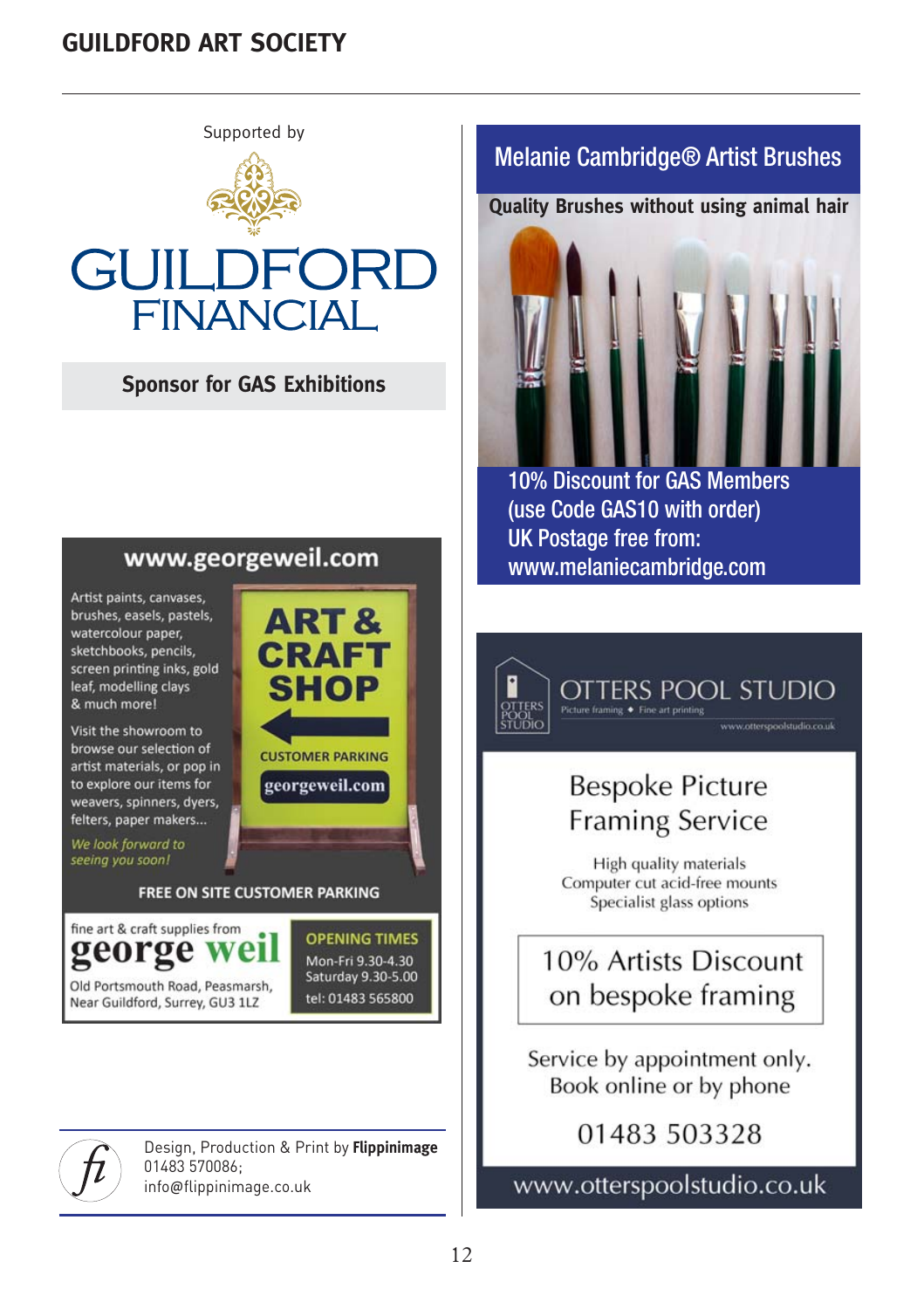Supported by

GUILDFORD FINANCIAL

**Sponsor for GAS Exhibitions**

## www.georgeweil.com

Artist paints, canvases, brushes, easels, pastels, watercolour paper, sketchbooks, pencils, screen printing inks, gold leaf, modelling clays & much more!

Visit the showroom to browse our selection of artist materials, or pop in to explore our items for weavers, spinners, dyers, felters, paper makers...

*We look forward to seeing you soon!*

ART & CRAFT SHOP

CUSTOMER PARKING

georgeweil.com

**FREE ON SITE CUSTOMER PARKING**

fine art & craft supplies from **george weil**

Old Portsmouth Road, Peasmarsh, Near Guildford, Surrey, GU3 1LZ

**OPENING TIMES**
Mon-Fri 9.30-4.30
Saturday 9.30-5.00
tel: 01483 565800

Design, Production & Print by **Flippinimage**
01483 570086;
info@flippinimage.co.uk

## Melanie Cambridge® Artist Brushes

**Quality Brushes without using animal hair**

10% Discount for GAS Members
(use Code GAS10 with order)
UK Postage free from:
www.melaniecambridge.com

## OTTERS POOL STUDIO

Picture framing ◆ Fine art printing

www.otterspoolstudio.co.uk

### Bespoke Picture Framing Service

High quality materials
Computer cut acid-free mounts
Specialist glass options

**10% Artists Discount on bespoke framing**

Service by appointment only.
Book online or by phone

01483 503328

www.otterspoolstudio.co.uk